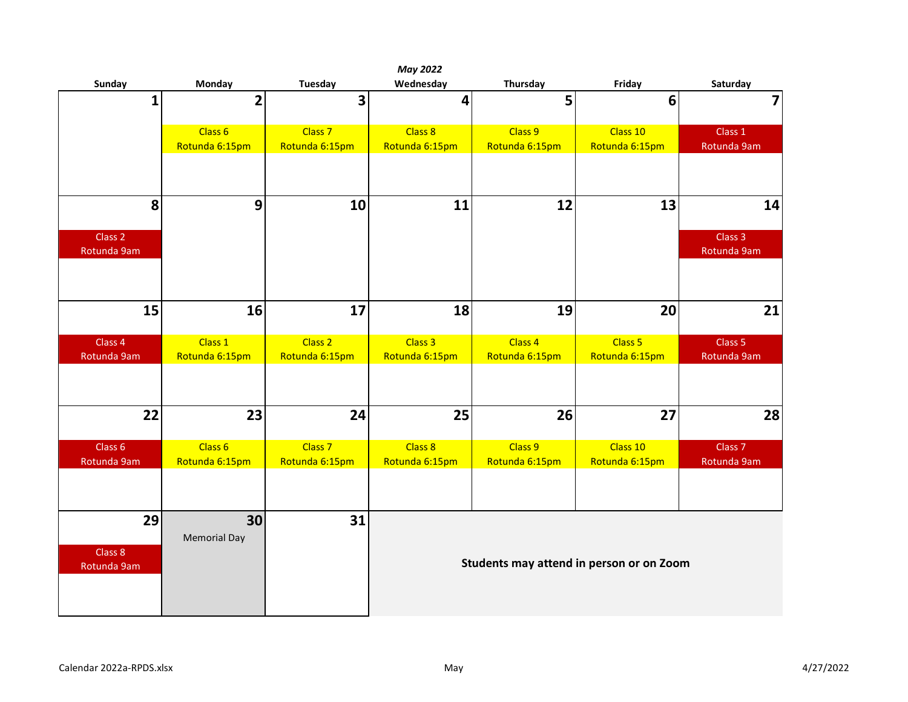*May 2022*

| Sunday | Monday | Tuesday | Wednesday | Thursday | Friday | Saturday |
|---|---|---|---|---|---|---|
| 1 | 2<br>Class 6<br>Rotunda 6:15pm | 3<br>Class 7<br>Rotunda 6:15pm | 4<br>Class 8<br>Rotunda 6:15pm | 5<br>Class 9<br>Rotunda 6:15pm | 6<br>Class 10<br>Rotunda 6:15pm | 7<br>Class 1<br>Rotunda 9am |
| 8<br>Class 2<br>Rotunda 9am | 9 | 10 | 11 | 12 | 13 | 14<br>Class 3<br>Rotunda 9am |
| 15<br>Class 4<br>Rotunda 9am | 16<br>Class 1<br>Rotunda 6:15pm | 17<br>Class 2<br>Rotunda 6:15pm | 18<br>Class 3<br>Rotunda 6:15pm | 19<br>Class 4<br>Rotunda 6:15pm | 20<br>Class 5<br>Rotunda 6:15pm | 21<br>Class 5<br>Rotunda 9am |
| 22<br>Class 6<br>Rotunda 9am | 23<br>Class 6<br>Rotunda 6:15pm | 24<br>Class 7<br>Rotunda 6:15pm | 25<br>Class 8<br>Rotunda 6:15pm | 26<br>Class 9<br>Rotunda 6:15pm | 27<br>Class 10<br>Rotunda 6:15pm | 28<br>Class 7<br>Rotunda 9am |
| 29<br>Class 8<br>Rotunda 9am | 30<br>Memorial Day | 31 | **Students may attend in person or on Zoom** | | | |

Calendar 2022a-RPDS.xlsx | May | 4/27/2022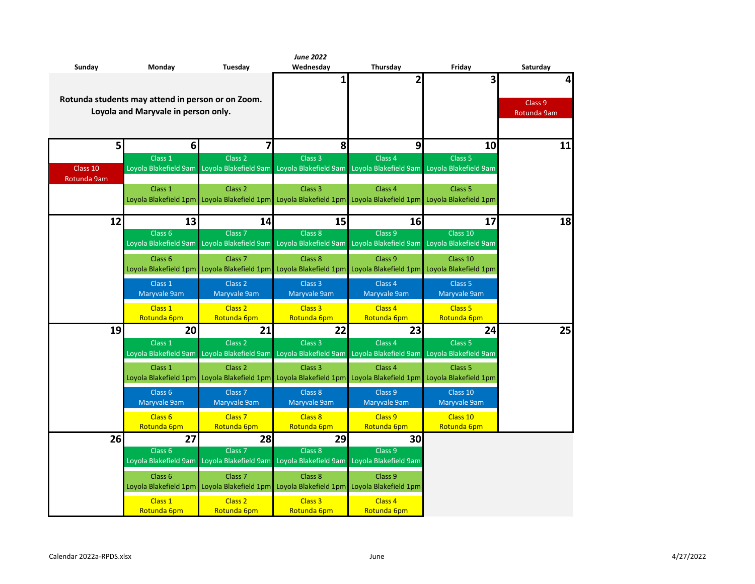## June 2022

| Sunday | Monday | Tuesday | Wednesday | Thursday | Friday | Saturday |
|---|---|---|---|---|---|---|
| **Rotunda students may attend in person or on Zoom. Loyola and Maryvale in person only.** | | | **1** | **2** | **3** | **4**<br>Class 9<br>Rotunda 9am |
| **5**<br>Class 10<br>Rotunda 9am | **6**<br>Class 1<br>Loyola Blakefield 9am<br><br>Class 1<br>Loyola Blakefield 1pm | **7**<br>Class 2<br>Loyola Blakefield 9am<br><br>Class 2<br>Loyola Blakefield 1pm | **8**<br>Class 3<br>Loyola Blakefield 9am<br><br>Class 3<br>Loyola Blakefield 1pm | **9**<br>Class 4<br>Loyola Blakefield 9am<br><br>Class 4<br>Loyola Blakefield 1pm | **10**<br>Class 5<br>Loyola Blakefield 9am<br><br>Class 5<br>Loyola Blakefield 1pm | **11** |
| **12** | **13**<br>Class 6<br>Loyola Blakefield 9am<br><br>Class 6<br>Loyola Blakefield 1pm<br><br>Class 1<br>Maryvale 9am<br><br>Class 1<br>Rotunda 6pm | **14**<br>Class 7<br>Loyola Blakefield 9am<br><br>Class 7<br>Loyola Blakefield 1pm<br><br>Class 2<br>Maryvale 9am<br><br>Class 2<br>Rotunda 6pm | **15**<br>Class 8<br>Loyola Blakefield 9am<br><br>Class 8<br>Loyola Blakefield 1pm<br><br>Class 3<br>Maryvale 9am<br><br>Class 3<br>Rotunda 6pm | **16**<br>Class 9<br>Loyola Blakefield 9am<br><br>Class 9<br>Loyola Blakefield 1pm<br><br>Class 4<br>Maryvale 9am<br><br>Class 4<br>Rotunda 6pm | **17**<br>Class 10<br>Loyola Blakefield 9am<br><br>Class 10<br>Loyola Blakefield 1pm<br><br>Class 5<br>Maryvale 9am<br><br>Class 5<br>Rotunda 6pm | **18** |
| **19** | **20**<br>Class 1<br>Loyola Blakefield 9am<br><br>Class 1<br>Loyola Blakefield 1pm<br><br>Class 6<br>Maryvale 9am<br><br>Class 6<br>Rotunda 6pm | **21**<br>Class 2<br>Loyola Blakefield 9am<br><br>Class 2<br>Loyola Blakefield 1pm<br><br>Class 7<br>Maryvale 9am<br><br>Class 7<br>Rotunda 6pm | **22**<br>Class 3<br>Loyola Blakefield 9am<br><br>Class 3<br>Loyola Blakefield 1pm<br><br>Class 8<br>Maryvale 9am<br><br>Class 8<br>Rotunda 6pm | **23**<br>Class 4<br>Loyola Blakefield 9am<br><br>Class 4<br>Loyola Blakefield 1pm<br><br>Class 9<br>Maryvale 9am<br><br>Class 9<br>Rotunda 6pm | **24**<br>Class 5<br>Loyola Blakefield 9am<br><br>Class 5<br>Loyola Blakefield 1pm<br><br>Class 10<br>Maryvale 9am<br><br>Class 10<br>Rotunda 6pm | **25** |
| **26** | **27**<br>Class 6<br>Loyola Blakefield 9am<br><br>Class 6<br>Loyola Blakefield 1pm<br><br>Class 1<br>Rotunda 6pm | **28**<br>Class 7<br>Loyola Blakefield 9am<br><br>Class 7<br>Loyola Blakefield 1pm<br><br>Class 2<br>Rotunda 6pm | **29**<br>Class 8<br>Loyola Blakefield 9am<br><br>Class 8<br>Loyola Blakefield 1pm<br><br>Class 3<br>Rotunda 6pm | **30**<br>Class 9<br>Loyola Blakefield 9am<br><br>Class 9<br>Loyola Blakefield 1pm<br><br>Class 4<br>Rotunda 6pm | | |

Calendar 2022a-RPDS.xlsx — June — 4/27/2022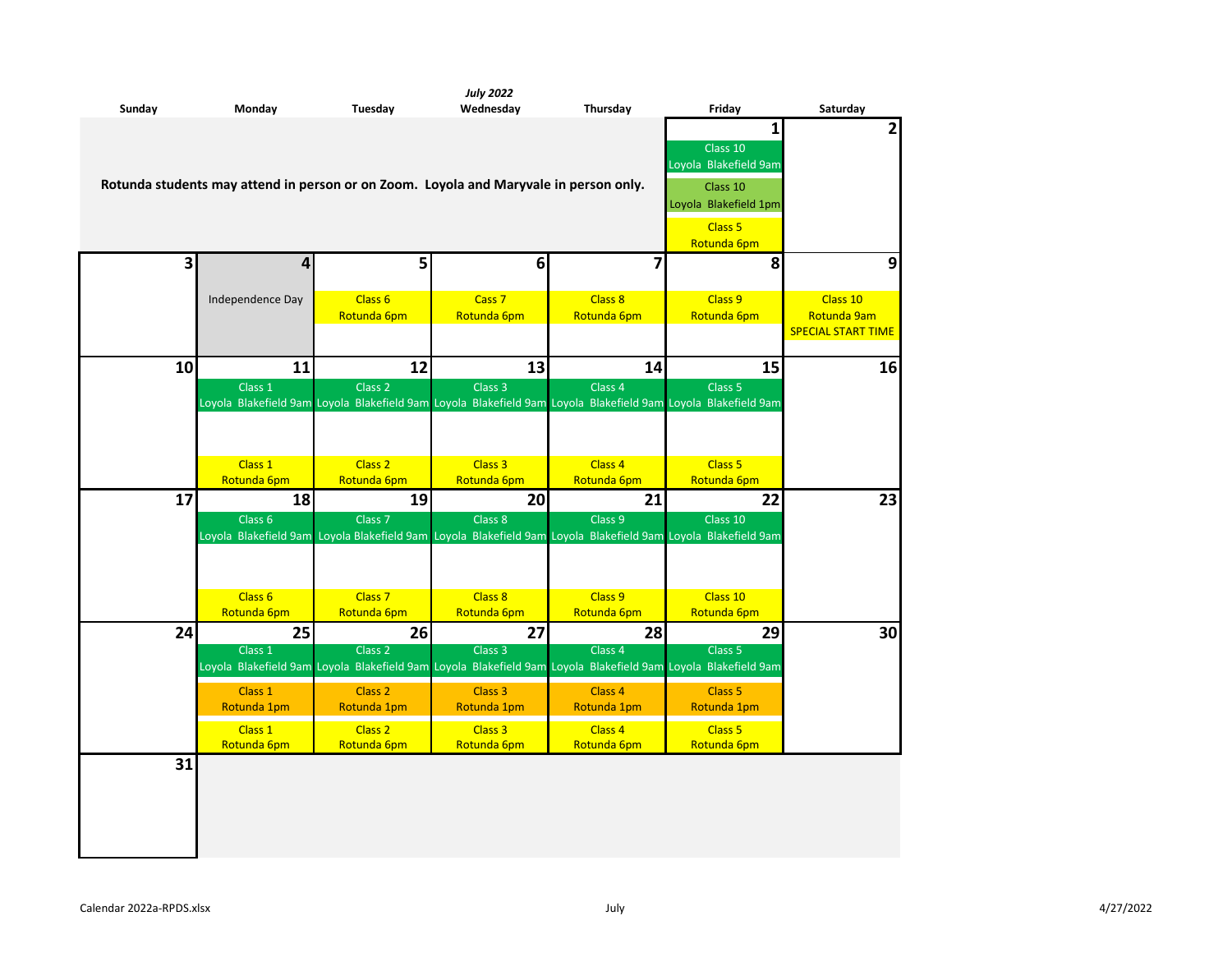*July 2022*

| Sunday | Monday | Tuesday | Wednesday | Thursday | Friday | Saturday |
|---|---|---|---|---|---|---|
| **Rotunda students may attend in person or on Zoom. Loyola and Maryvale in person only.** | | | | | **1**<br>Class 10<br>Loyola Blakefield 9am<br>Class 10<br>Loyola Blakefield 1pm<br>Class 5<br>Rotunda 6pm | **2** |
| **3** | **4**<br>Independence Day | **5**<br>Class 6<br>Rotunda 6pm | **6**<br>Cass 7<br>Rotunda 6pm | **7**<br>Class 8<br>Rotunda 6pm | **8**<br>Class 9<br>Rotunda 6pm | **9**<br>Class 10<br>Rotunda 9am<br>SPECIAL START TIME |
| **10** | **11**<br>Class 1<br>Loyola Blakefield 9am<br>Class 1<br>Rotunda 6pm | **12**<br>Class 2<br>Loyola Blakefield 9am<br>Class 2<br>Rotunda 6pm | **13**<br>Class 3<br>Loyola Blakefield 9am<br>Class 3<br>Rotunda 6pm | **14**<br>Class 4<br>Loyola Blakefield 9am<br>Class 4<br>Rotunda 6pm | **15**<br>Class 5<br>Loyola Blakefield 9am<br>Class 5<br>Rotunda 6pm | **16** |
| **17** | **18**<br>Class 6<br>Loyola Blakefield 9am<br>Class 6<br>Rotunda 6pm | **19**<br>Class 7<br>Loyola Blakefield 9am<br>Class 7<br>Rotunda 6pm | **20**<br>Class 8<br>Loyola Blakefield 9am<br>Class 8<br>Rotunda 6pm | **21**<br>Class 9<br>Loyola Blakefield 9am<br>Class 9<br>Rotunda 6pm | **22**<br>Class 10<br>Loyola Blakefield 9am<br>Class 10<br>Rotunda 6pm | **23** |
| **24** | **25**<br>Class 1<br>Loyola Blakefield 9am<br>Class 1<br>Rotunda 1pm<br>Class 1<br>Rotunda 6pm | **26**<br>Class 2<br>Loyola Blakefield 9am<br>Class 2<br>Rotunda 1pm<br>Class 2<br>Rotunda 6pm | **27**<br>Class 3<br>Loyola Blakefield 9am<br>Class 3<br>Rotunda 1pm<br>Class 3<br>Rotunda 6pm | **28**<br>Class 4<br>Loyola Blakefield 9am<br>Class 4<br>Rotunda 1pm<br>Class 4<br>Rotunda 6pm | **29**<br>Class 5<br>Loyola Blakefield 9am<br>Class 5<br>Rotunda 1pm<br>Class 5<br>Rotunda 6pm | **30** |
| **31** | | | | | | |

Calendar 2022a-RPDS.xlsx July 4/27/2022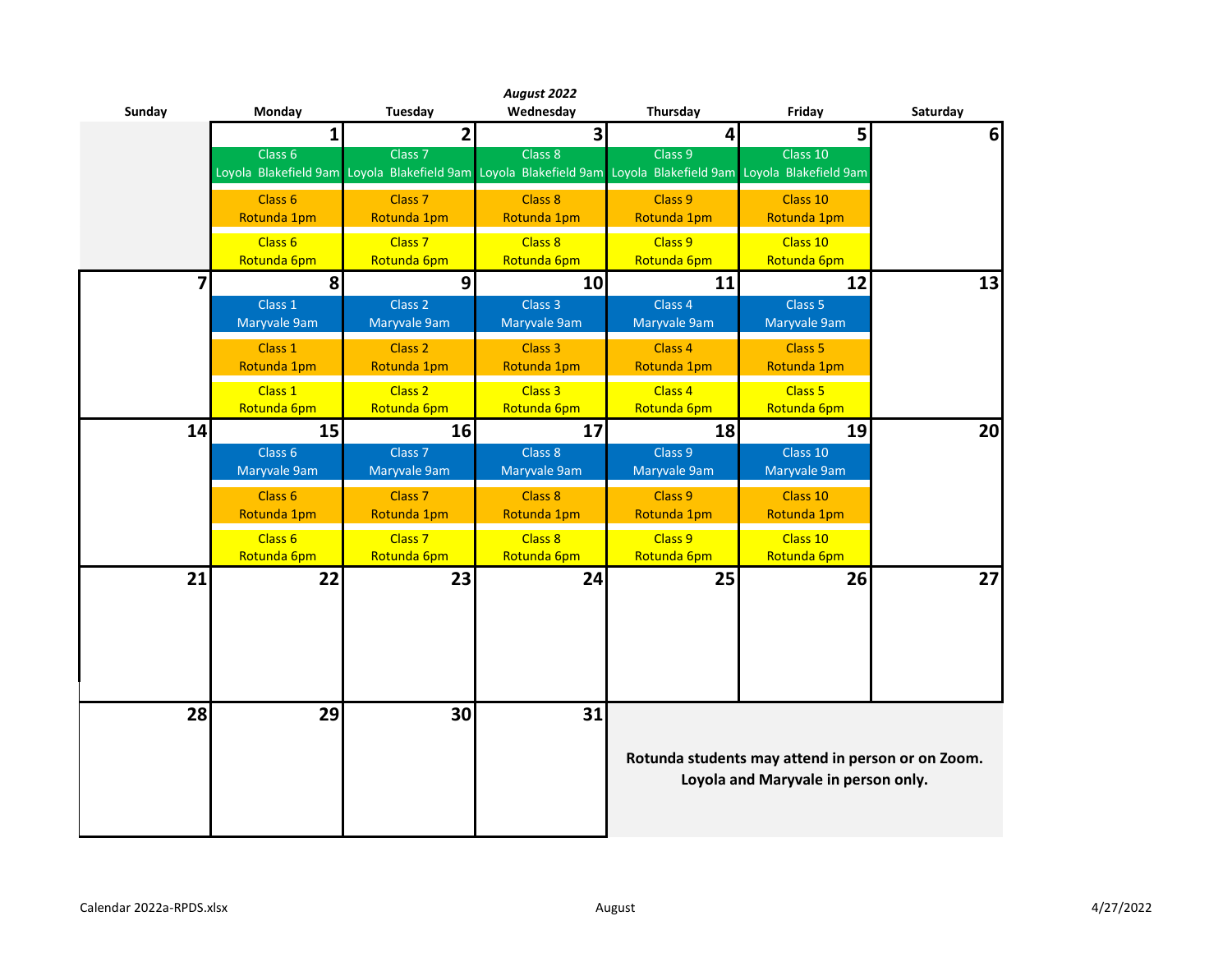*August 2022*

| Sunday | Monday | Tuesday | Wednesday | Thursday | Friday | Saturday |
|---|---|---|---|---|---|---|
| | **1**<br>Class 6<br>Loyola Blakefield 9am<br>Class 6<br>Rotunda 1pm<br>Class 6<br>Rotunda 6pm | **2**<br>Class 7<br>Loyola Blakefield 9am<br>Class 7<br>Rotunda 1pm<br>Class 7<br>Rotunda 6pm | **3**<br>Class 8<br>Loyola Blakefield 9am<br>Class 8<br>Rotunda 1pm<br>Class 8<br>Rotunda 6pm | **4**<br>Class 9<br>Loyola Blakefield 9am<br>Class 9<br>Rotunda 1pm<br>Class 9<br>Rotunda 6pm | **5**<br>Class 10<br>Loyola Blakefield 9am<br>Class 10<br>Rotunda 1pm<br>Class 10<br>Rotunda 6pm | **6** |
| **7** | **8**<br>Class 1<br>Maryvale 9am<br>Class 1<br>Rotunda 1pm<br>Class 1<br>Rotunda 6pm | **9**<br>Class 2<br>Maryvale 9am<br>Class 2<br>Rotunda 1pm<br>Class 2<br>Rotunda 6pm | **10**<br>Class 3<br>Maryvale 9am<br>Class 3<br>Rotunda 1pm<br>Class 3<br>Rotunda 6pm | **11**<br>Class 4<br>Maryvale 9am<br>Class 4<br>Rotunda 1pm<br>Class 4<br>Rotunda 6pm | **12**<br>Class 5<br>Maryvale 9am<br>Class 5<br>Rotunda 1pm<br>Class 5<br>Rotunda 6pm | **13** |
| **14** | **15**<br>Class 6<br>Maryvale 9am<br>Class 6<br>Rotunda 1pm<br>Class 6<br>Rotunda 6pm | **16**<br>Class 7<br>Maryvale 9am<br>Class 7<br>Rotunda 1pm<br>Class 7<br>Rotunda 6pm | **17**<br>Class 8<br>Maryvale 9am<br>Class 8<br>Rotunda 1pm<br>Class 8<br>Rotunda 6pm | **18**<br>Class 9<br>Maryvale 9am<br>Class 9<br>Rotunda 1pm<br>Class 9<br>Rotunda 6pm | **19**<br>Class 10<br>Maryvale 9am<br>Class 10<br>Rotunda 1pm<br>Class 10<br>Rotunda 6pm | **20** |
| **21** | **22** | **23** | **24** | **25** | **26** | **27** |
| **28** | **29** | **30** | **31** | | | |

**Rotunda students may attend in person or on Zoom.**
**Loyola and Maryvale in person only.**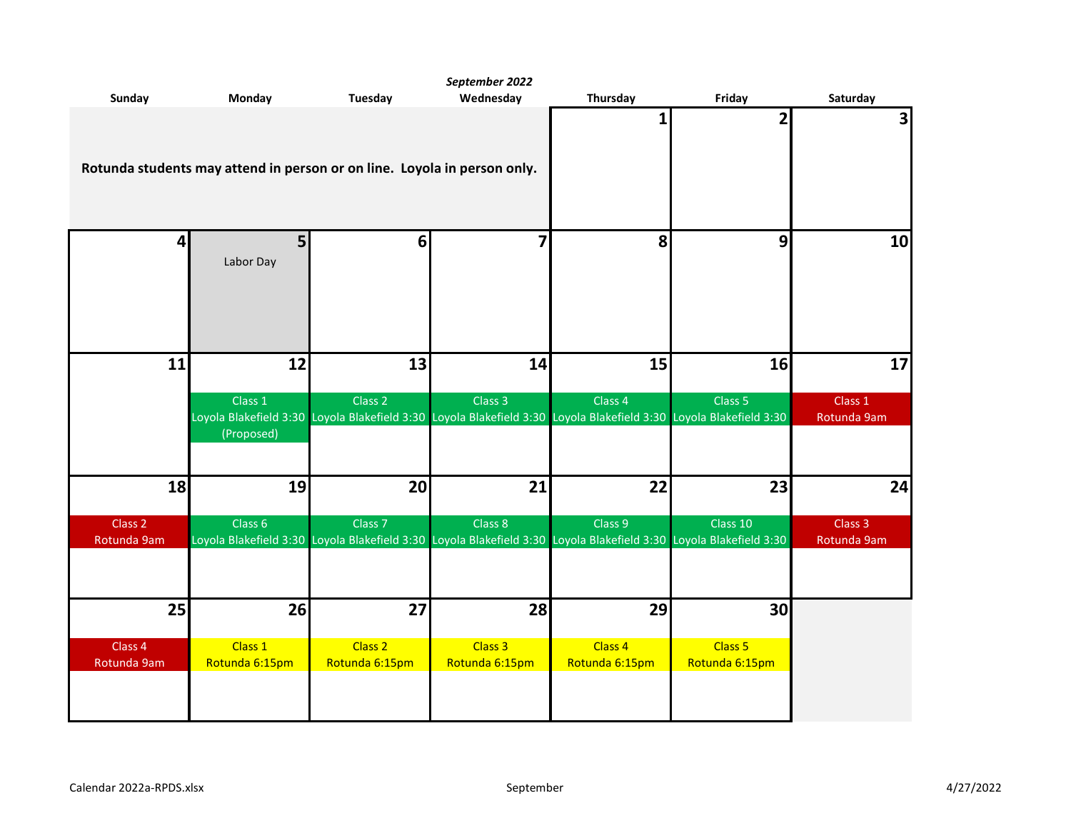*September 2022*

| Sunday | Monday | Tuesday | Wednesday | Thursday | Friday | Saturday |
|---|---|---|---|---|---|---|
| **Rotunda students may attend in person or on line. Loyola in person only.** | | | | 1 | 2 | 3 |
| 4 | 5<br>Labor Day | 6 | 7 | 8 | 9 | 10 |
| 11 | 12<br>Class 1<br>Loyola Blakefield 3:30<br>(Proposed) | 13<br>Class 2<br>Loyola Blakefield 3:30 | 14<br>Class 3<br>Loyola Blakefield 3:30 | 15<br>Class 4<br>Loyola Blakefield 3:30 | 16<br>Class 5<br>Loyola Blakefield 3:30 | 17<br>Class 1<br>Rotunda 9am |
| 18<br>Class 2<br>Rotunda 9am | 19<br>Class 6<br>Loyola Blakefield 3:30 | 20<br>Class 7<br>Loyola Blakefield 3:30 | 21<br>Class 8<br>Loyola Blakefield 3:30 | 22<br>Class 9<br>Loyola Blakefield 3:30 | 23<br>Class 10<br>Loyola Blakefield 3:30 | 24<br>Class 3<br>Rotunda 9am |
| 25<br>Class 4<br>Rotunda 9am | 26<br>Class 1<br>Rotunda 6:15pm | 27<br>Class 2<br>Rotunda 6:15pm | 28<br>Class 3<br>Rotunda 6:15pm | 29<br>Class 4<br>Rotunda 6:15pm | 30<br>Class 5<br>Rotunda 6:15pm | |

Calendar 2022a-RPDS.xlsx September 4/27/2022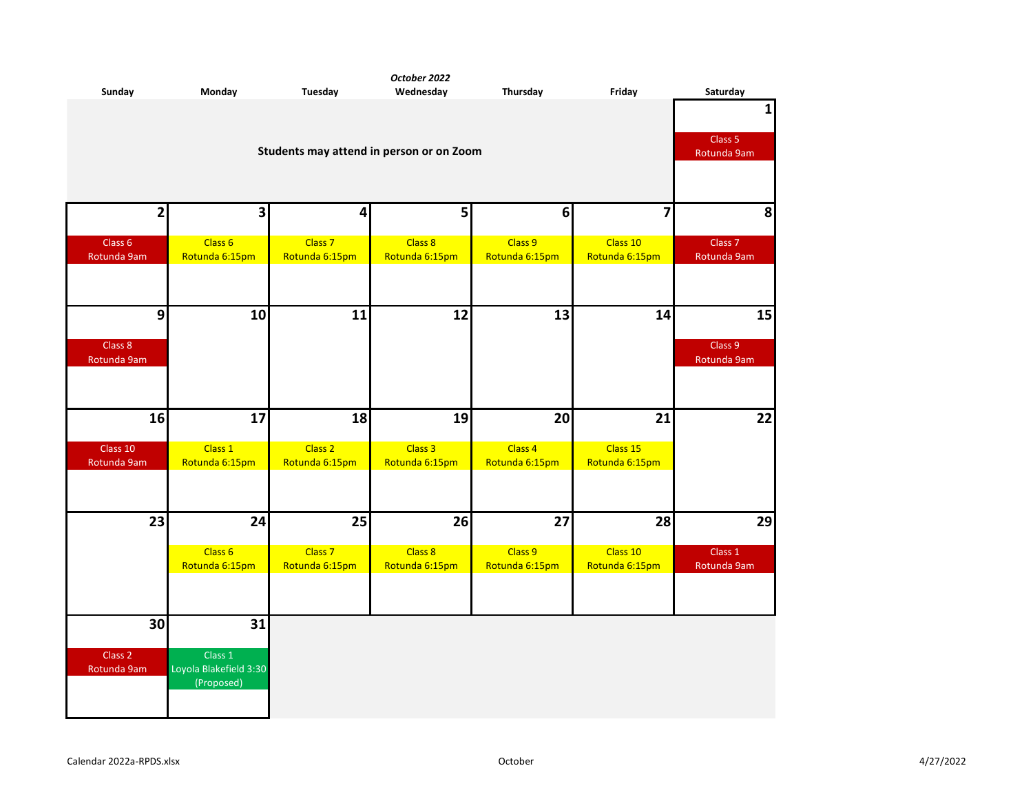*October 2022*

| Sunday | Monday | Tuesday | Wednesday | Thursday | Friday | Saturday |
|---|---|---|---|---|---|---|
| Students may attend in person or on Zoom | | | | | | **1**<br>Class 5<br>Rotunda 9am |
| **2**<br>Class 6<br>Rotunda 9am | **3**<br>Class 6<br>Rotunda 6:15pm | **4**<br>Class 7<br>Rotunda 6:15pm | **5**<br>Class 8<br>Rotunda 6:15pm | **6**<br>Class 9<br>Rotunda 6:15pm | **7**<br>Class 10<br>Rotunda 6:15pm | **8**<br>Class 7<br>Rotunda 9am |
| **9**<br>Class 8<br>Rotunda 9am | **10** | **11** | **12** | **13** | **14** | **15**<br>Class 9<br>Rotunda 9am |
| **16**<br>Class 10<br>Rotunda 9am | **17**<br>Class 1<br>Rotunda 6:15pm | **18**<br>Class 2<br>Rotunda 6:15pm | **19**<br>Class 3<br>Rotunda 6:15pm | **20**<br>Class 4<br>Rotunda 6:15pm | **21**<br>Class 15<br>Rotunda 6:15pm | **22** |
| **23** | **24**<br>Class 6<br>Rotunda 6:15pm | **25**<br>Class 7<br>Rotunda 6:15pm | **26**<br>Class 8<br>Rotunda 6:15pm | **27**<br>Class 9<br>Rotunda 6:15pm | **28**<br>Class 10<br>Rotunda 6:15pm | **29**<br>Class 1<br>Rotunda 9am |
| **30**<br>Class 2<br>Rotunda 9am | **31**<br>Class 1<br>Loyola Blakefield 3:30<br>(Proposed) | | | | | |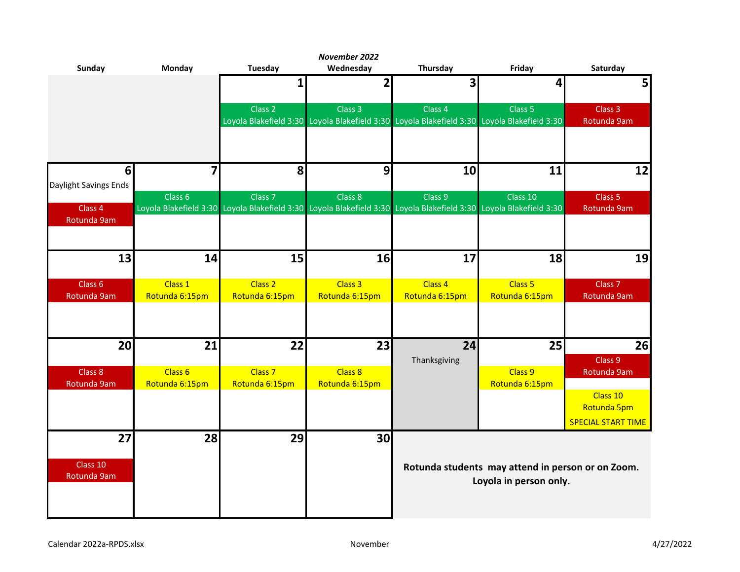*November 2022*

| Sunday | Monday | Tuesday | Wednesday | Thursday | Friday | Saturday |
|---|---|---|---|---|---|---|
| | | **1**<br>Class 2<br>Loyola Blakefield 3:30 | **2**<br>Class 3<br>Loyola Blakefield 3:30 | **3**<br>Class 4<br>Loyola Blakefield 3:30 | **4**<br>Class 5<br>Loyola Blakefield 3:30 | **5**<br>Class 3<br>Rotunda 9am |
| **6**<br>Daylight Savings Ends<br>Class 4<br>Rotunda 9am | **7**<br>Class 6<br>Loyola Blakefield 3:30 | **8**<br>Class 7<br>Loyola Blakefield 3:30 | **9**<br>Class 8<br>Loyola Blakefield 3:30 | **10**<br>Class 9<br>Loyola Blakefield 3:30 | **11**<br>Class 10<br>Loyola Blakefield 3:30 | **12**<br>Class 5<br>Rotunda 9am |
| **13**<br>Class 6<br>Rotunda 9am | **14**<br>Class 1<br>Rotunda 6:15pm | **15**<br>Class 2<br>Rotunda 6:15pm | **16**<br>Class 3<br>Rotunda 6:15pm | **17**<br>Class 4<br>Rotunda 6:15pm | **18**<br>Class 5<br>Rotunda 6:15pm | **19**<br>Class 7<br>Rotunda 9am |
| **20**<br>Class 8<br>Rotunda 9am | **21**<br>Class 6<br>Rotunda 6:15pm | **22**<br>Class 7<br>Rotunda 6:15pm | **23**<br>Class 8<br>Rotunda 6:15pm | **24**<br>Thanksgiving | **25**<br>Class 9<br>Rotunda 6:15pm | **26**<br>Class 9<br>Rotunda 9am<br>Class 10<br>Rotunda 5pm<br>SPECIAL START TIME |
| **27**<br>Class 10<br>Rotunda 9am | **28** | **29** | **30** | | | |

**Rotunda students may attend in person or on Zoom. Loyola in person only.**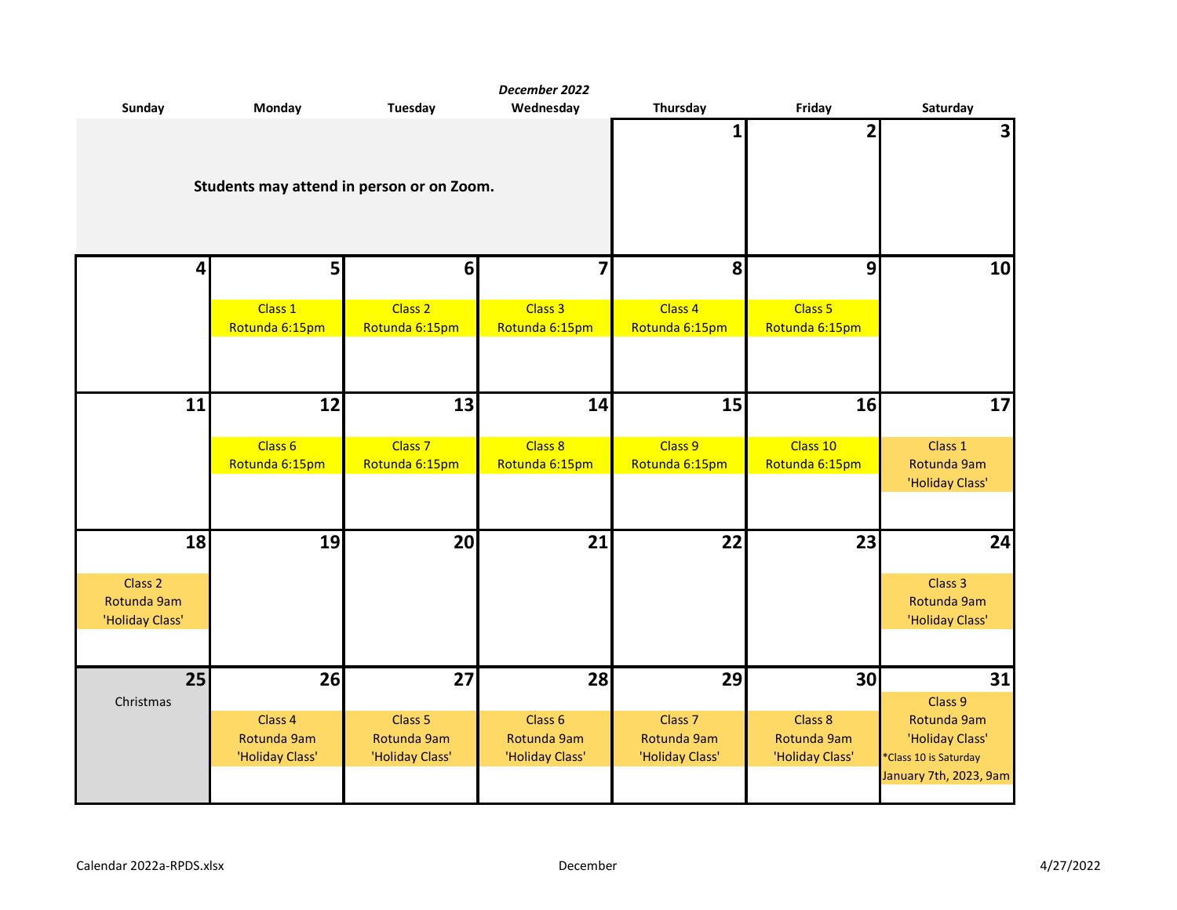*December 2022*

| Sunday | Monday | Tuesday | Wednesday | Thursday | Friday | Saturday |
|---|---|---|---|---|---|---|
| **Students may attend in person or on Zoom.** | | | | 1 | 2 | 3 |
| 4 | 5<br>Class 1<br>Rotunda 6:15pm | 6<br>Class 2<br>Rotunda 6:15pm | 7<br>Class 3<br>Rotunda 6:15pm | 8<br>Class 4<br>Rotunda 6:15pm | 9<br>Class 5<br>Rotunda 6:15pm | 10 |
| 11 | 12<br>Class 6<br>Rotunda 6:15pm | 13<br>Class 7<br>Rotunda 6:15pm | 14<br>Class 8<br>Rotunda 6:15pm | 15<br>Class 9<br>Rotunda 6:15pm | 16<br>Class 10<br>Rotunda 6:15pm | 17<br>Class 1<br>Rotunda 9am<br>'Holiday Class' |
| 18<br>Class 2<br>Rotunda 9am<br>'Holiday Class' | 19 | 20 | 21 | 22 | 23 | 24<br>Class 3<br>Rotunda 9am<br>'Holiday Class' |
| 25<br>Christmas | 26<br>Class 4<br>Rotunda 9am<br>'Holiday Class' | 27<br>Class 5<br>Rotunda 9am<br>'Holiday Class' | 28<br>Class 6<br>Rotunda 9am<br>'Holiday Class' | 29<br>Class 7<br>Rotunda 9am<br>'Holiday Class' | 30<br>Class 8<br>Rotunda 9am<br>'Holiday Class' | 31<br>Class 9<br>Rotunda 9am<br>'Holiday Class'<br>*Class 10 is Saturday January 7th, 2023, 9am |

Calendar 2022a-RPDS.xlsx | December | 4/27/2022